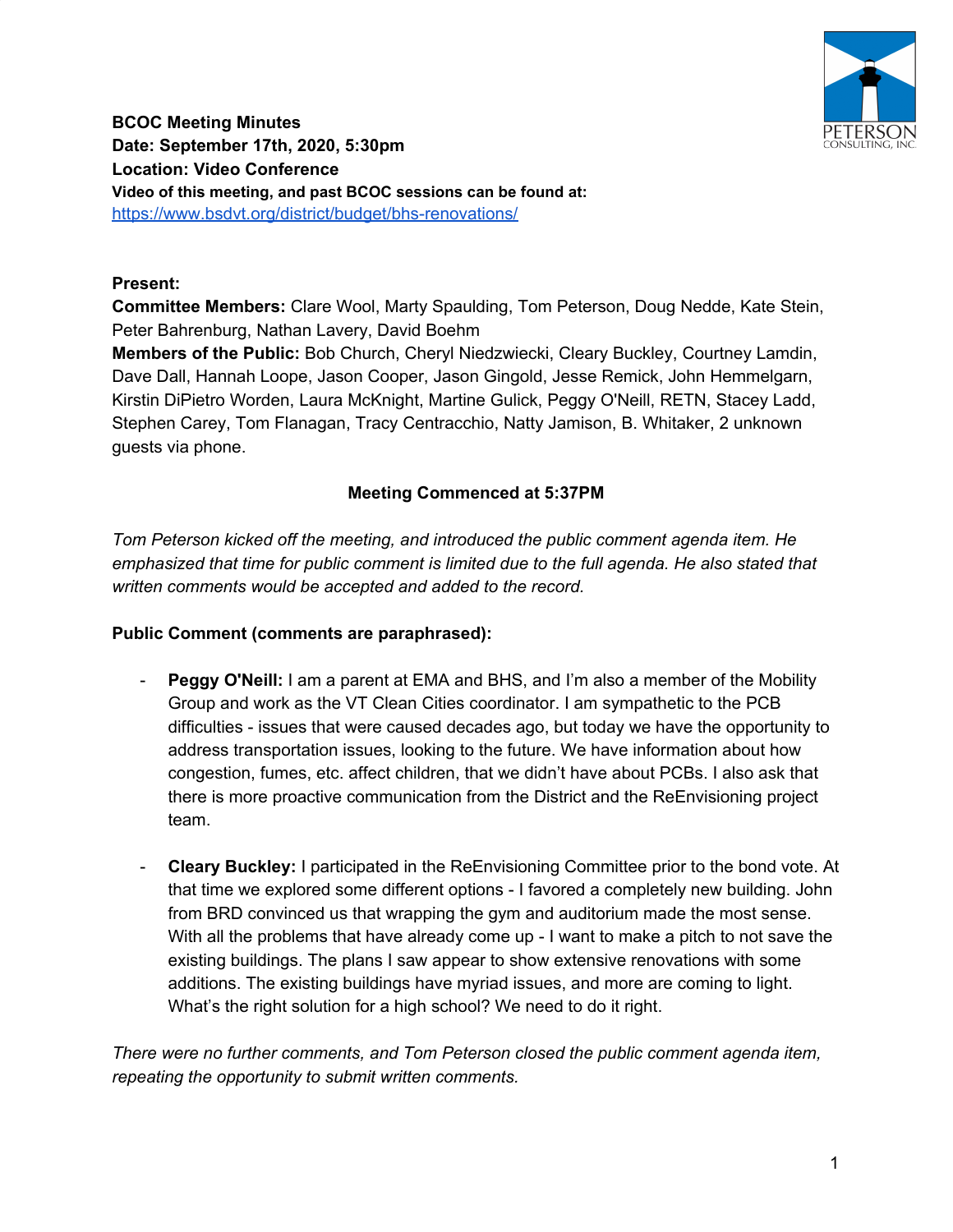**BCOC Meeting Minutes**
**Date: September 17th, 2020, 5:30pm**
**Location: Video Conference**
**Video of this meeting, and past BCOC sessions can be found at:**
https://www.bsdvt.org/district/budget/bhs-renovations/

**Present:**
**Committee Members:** Clare Wool, Marty Spaulding, Tom Peterson, Doug Nedde, Kate Stein, Peter Bahrenburg, Nathan Lavery, David Boehm
**Members of the Public:** Bob Church, Cheryl Niedzwiecki, Cleary Buckley, Courtney Lamdin, Dave Dall, Hannah Loope, Jason Cooper, Jason Gingold, Jesse Remick, John Hemmelgarn, Kirstin DiPietro Worden, Laura McKnight, Martine Gulick, Peggy O'Neill, RETN, Stacey Ladd, Stephen Carey, Tom Flanagan, Tracy Centracchio, Natty Jamison, B. Whitaker, 2 unknown guests via phone.

**Meeting Commenced at 5:37PM**

*Tom Peterson kicked off the meeting, and introduced the public comment agenda item. He emphasized that time for public comment is limited due to the full agenda. He also stated that written comments would be accepted and added to the record.*

**Public Comment (comments are paraphrased):**

- **Peggy O'Neill:** I am a parent at EMA and BHS, and I'm also a member of the Mobility Group and work as the VT Clean Cities coordinator. I am sympathetic to the PCB difficulties - issues that were caused decades ago, but today we have the opportunity to address transportation issues, looking to the future. We have information about how congestion, fumes, etc. affect children, that we didn't have about PCBs. I also ask that there is more proactive communication from the District and the ReEnvisioning project team.

- **Cleary Buckley:** I participated in the ReEnvisioning Committee prior to the bond vote. At that time we explored some different options - I favored a completely new building. John from BRD convinced us that wrapping the gym and auditorium made the most sense. With all the problems that have already come up - I want to make a pitch to not save the existing buildings. The plans I saw appear to show extensive renovations with some additions. The existing buildings have myriad issues, and more are coming to light. What's the right solution for a high school? We need to do it right.

*There were no further comments, and Tom Peterson closed the public comment agenda item, repeating the opportunity to submit written comments.*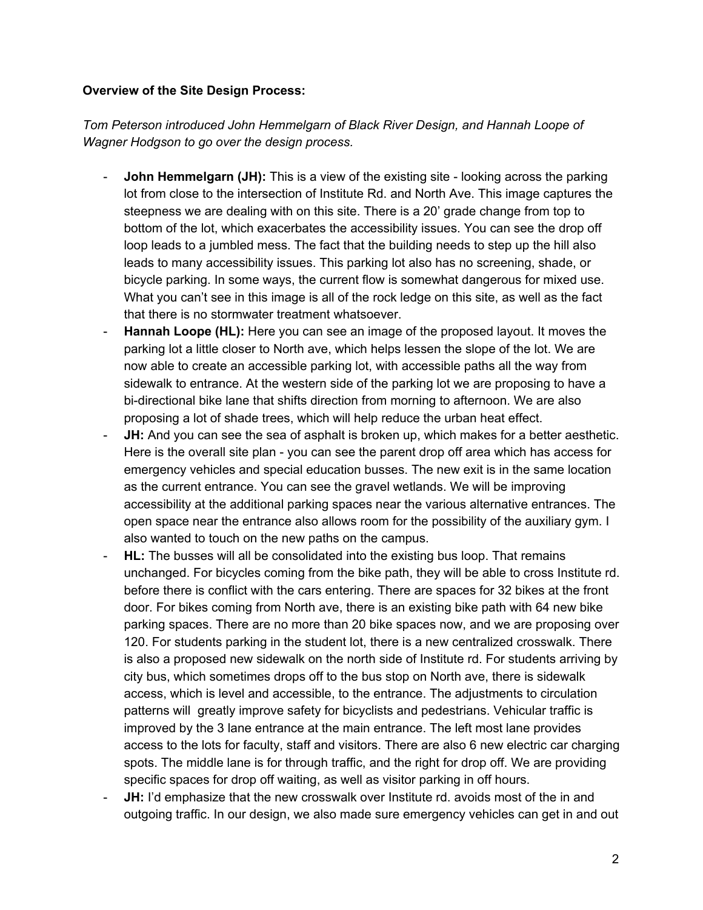**Overview of the Site Design Process:**

*Tom Peterson introduced John Hemmelgarn of Black River Design, and Hannah Loope of Wagner Hodgson to go over the design process.*

- **John Hemmelgarn (JH):** This is a view of the existing site - looking across the parking lot from close to the intersection of Institute Rd. and North Ave. This image captures the steepness we are dealing with on this site. There is a 20' grade change from top to bottom of the lot, which exacerbates the accessibility issues. You can see the drop off loop leads to a jumbled mess. The fact that the building needs to step up the hill also leads to many accessibility issues. This parking lot also has no screening, shade, or bicycle parking. In some ways, the current flow is somewhat dangerous for mixed use. What you can't see in this image is all of the rock ledge on this site, as well as the fact that there is no stormwater treatment whatsoever.
- **Hannah Loope (HL):** Here you can see an image of the proposed layout. It moves the parking lot a little closer to North ave, which helps lessen the slope of the lot. We are now able to create an accessible parking lot, with accessible paths all the way from sidewalk to entrance. At the western side of the parking lot we are proposing to have a bi-directional bike lane that shifts direction from morning to afternoon. We are also proposing a lot of shade trees, which will help reduce the urban heat effect.
- **JH:** And you can see the sea of asphalt is broken up, which makes for a better aesthetic. Here is the overall site plan - you can see the parent drop off area which has access for emergency vehicles and special education busses. The new exit is in the same location as the current entrance. You can see the gravel wetlands. We will be improving accessibility at the additional parking spaces near the various alternative entrances. The open space near the entrance also allows room for the possibility of the auxiliary gym. I also wanted to touch on the new paths on the campus.
- **HL:** The busses will all be consolidated into the existing bus loop. That remains unchanged. For bicycles coming from the bike path, they will be able to cross Institute rd. before there is conflict with the cars entering. There are spaces for 32 bikes at the front door. For bikes coming from North ave, there is an existing bike path with 64 new bike parking spaces. There are no more than 20 bike spaces now, and we are proposing over 120. For students parking in the student lot, there is a new centralized crosswalk. There is also a proposed new sidewalk on the north side of Institute rd. For students arriving by city bus, which sometimes drops off to the bus stop on North ave, there is sidewalk access, which is level and accessible, to the entrance. The adjustments to circulation patterns will greatly improve safety for bicyclists and pedestrians. Vehicular traffic is improved by the 3 lane entrance at the main entrance. The left most lane provides access to the lots for faculty, staff and visitors. There are also 6 new electric car charging spots. The middle lane is for through traffic, and the right for drop off. We are providing specific spaces for drop off waiting, as well as visitor parking in off hours.
- **JH:** I'd emphasize that the new crosswalk over Institute rd. avoids most of the in and outgoing traffic. In our design, we also made sure emergency vehicles can get in and out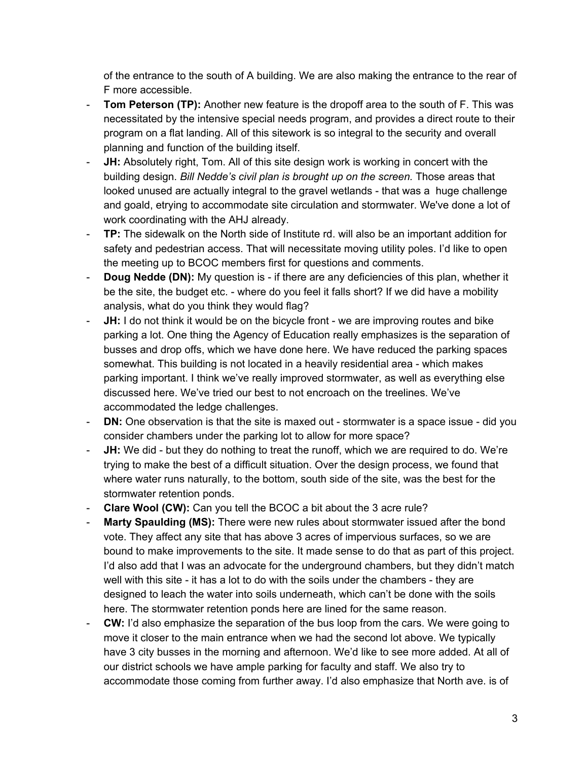of the entrance to the south of A building. We are also making the entrance to the rear of F more accessible.

- **Tom Peterson (TP):** Another new feature is the dropoff area to the south of F. This was necessitated by the intensive special needs program, and provides a direct route to their program on a flat landing. All of this sitework is so integral to the security and overall planning and function of the building itself.
- **JH:** Absolutely right, Tom. All of this site design work is working in concert with the building design. *Bill Nedde's civil plan is brought up on the screen.* Those areas that looked unused are actually integral to the gravel wetlands - that was a huge challenge and goald, etrying to accommodate site circulation and stormwater. We've done a lot of work coordinating with the AHJ already.
- **TP:** The sidewalk on the North side of Institute rd. will also be an important addition for safety and pedestrian access. That will necessitate moving utility poles. I'd like to open the meeting up to BCOC members first for questions and comments.
- **Doug Nedde (DN):** My question is - if there are any deficiencies of this plan, whether it be the site, the budget etc. - where do you feel it falls short? If we did have a mobility analysis, what do you think they would flag?
- **JH:** I do not think it would be on the bicycle front - we are improving routes and bike parking a lot. One thing the Agency of Education really emphasizes is the separation of busses and drop offs, which we have done here. We have reduced the parking spaces somewhat. This building is not located in a heavily residential area - which makes parking important. I think we've really improved stormwater, as well as everything else discussed here. We've tried our best to not encroach on the treelines. We've accommodated the ledge challenges.
- **DN:** One observation is that the site is maxed out - stormwater is a space issue - did you consider chambers under the parking lot to allow for more space?
- **JH:** We did - but they do nothing to treat the runoff, which we are required to do. We're trying to make the best of a difficult situation. Over the design process, we found that where water runs naturally, to the bottom, south side of the site, was the best for the stormwater retention ponds.
- **Clare Wool (CW):** Can you tell the BCOC a bit about the 3 acre rule?
- **Marty Spaulding (MS):** There were new rules about stormwater issued after the bond vote. They affect any site that has above 3 acres of impervious surfaces, so we are bound to make improvements to the site. It made sense to do that as part of this project. I'd also add that I was an advocate for the underground chambers, but they didn't match well with this site - it has a lot to do with the soils under the chambers - they are designed to leach the water into soils underneath, which can't be done with the soils here. The stormwater retention ponds here are lined for the same reason.
- **CW:** I'd also emphasize the separation of the bus loop from the cars. We were going to move it closer to the main entrance when we had the second lot above. We typically have 3 city busses in the morning and afternoon. We'd like to see more added. At all of our district schools we have ample parking for faculty and staff. We also try to accommodate those coming from further away. I'd also emphasize that North ave. is of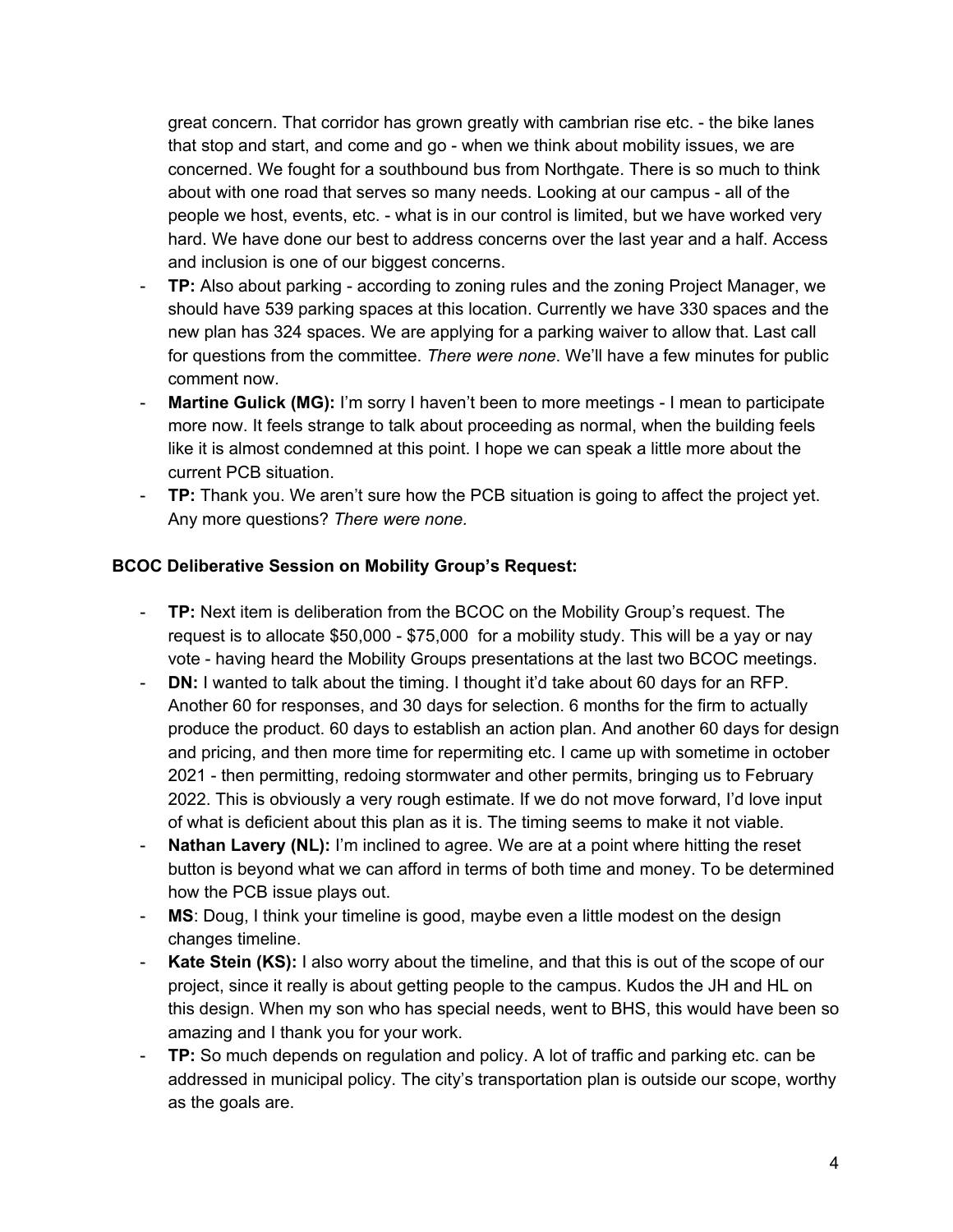great concern. That corridor has grown greatly with cambrian rise etc. - the bike lanes that stop and start, and come and go - when we think about mobility issues, we are concerned. We fought for a southbound bus from Northgate. There is so much to think about with one road that serves so many needs. Looking at our campus - all of the people we host, events, etc. - what is in our control is limited, but we have worked very hard. We have done our best to address concerns over the last year and a half. Access and inclusion is one of our biggest concerns.

- **TP:** Also about parking - according to zoning rules and the zoning Project Manager, we should have 539 parking spaces at this location. Currently we have 330 spaces and the new plan has 324 spaces. We are applying for a parking waiver to allow that. Last call for questions from the committee. *There were none*. We'll have a few minutes for public comment now.
- **Martine Gulick (MG):** I'm sorry I haven't been to more meetings - I mean to participate more now. It feels strange to talk about proceeding as normal, when the building feels like it is almost condemned at this point. I hope we can speak a little more about the current PCB situation.
- **TP:** Thank you. We aren't sure how the PCB situation is going to affect the project yet. Any more questions? *There were none.*

**BCOC Deliberative Session on Mobility Group's Request:**

- **TP:** Next item is deliberation from the BCOC on the Mobility Group's request. The request is to allocate $50,000 - $75,000 for a mobility study. This will be a yay or nay vote - having heard the Mobility Groups presentations at the last two BCOC meetings.
- **DN:** I wanted to talk about the timing. I thought it'd take about 60 days for an RFP. Another 60 for responses, and 30 days for selection. 6 months for the firm to actually produce the product. 60 days to establish an action plan. And another 60 days for design and pricing, and then more time for repermiting etc. I came up with sometime in october 2021 - then permitting, redoing stormwater and other permits, bringing us to February 2022. This is obviously a very rough estimate. If we do not move forward, I'd love input of what is deficient about this plan as it is. The timing seems to make it not viable.
- **Nathan Lavery (NL):** I'm inclined to agree. We are at a point where hitting the reset button is beyond what we can afford in terms of both time and money. To be determined how the PCB issue plays out.
- **MS**: Doug, I think your timeline is good, maybe even a little modest on the design changes timeline.
- **Kate Stein (KS):** I also worry about the timeline, and that this is out of the scope of our project, since it really is about getting people to the campus. Kudos the JH and HL on this design. When my son who has special needs, went to BHS, this would have been so amazing and I thank you for your work.
- **TP:** So much depends on regulation and policy. A lot of traffic and parking etc. can be addressed in municipal policy. The city's transportation plan is outside our scope, worthy as the goals are.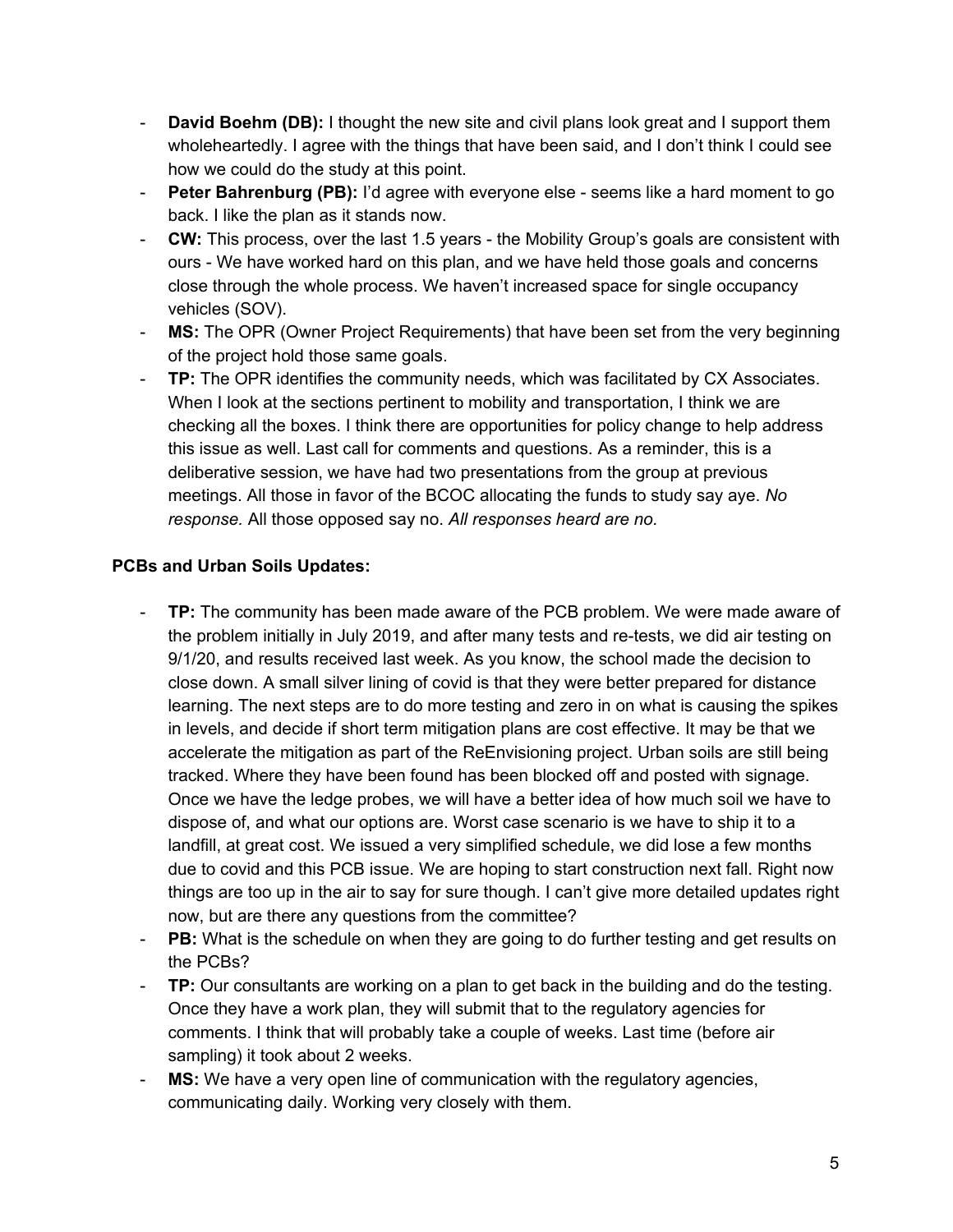- **David Boehm (DB):** I thought the new site and civil plans look great and I support them wholeheartedly. I agree with the things that have been said, and I don't think I could see how we could do the study at this point.
- **Peter Bahrenburg (PB):** I'd agree with everyone else - seems like a hard moment to go back. I like the plan as it stands now.
- **CW:** This process, over the last 1.5 years - the Mobility Group's goals are consistent with ours - We have worked hard on this plan, and we have held those goals and concerns close through the whole process. We haven't increased space for single occupancy vehicles (SOV).
- **MS:** The OPR (Owner Project Requirements) that have been set from the very beginning of the project hold those same goals.
- **TP:** The OPR identifies the community needs, which was facilitated by CX Associates. When I look at the sections pertinent to mobility and transportation, I think we are checking all the boxes. I think there are opportunities for policy change to help address this issue as well. Last call for comments and questions. As a reminder, this is a deliberative session, we have had two presentations from the group at previous meetings. All those in favor of the BCOC allocating the funds to study say aye. *No response.* All those opposed say no. *All responses heard are no.*

**PCBs and Urban Soils Updates:**

- **TP:** The community has been made aware of the PCB problem. We were made aware of the problem initially in July 2019, and after many tests and re-tests, we did air testing on 9/1/20, and results received last week. As you know, the school made the decision to close down. A small silver lining of covid is that they were better prepared for distance learning. The next steps are to do more testing and zero in on what is causing the spikes in levels, and decide if short term mitigation plans are cost effective. It may be that we accelerate the mitigation as part of the ReEnvisioning project. Urban soils are still being tracked. Where they have been found has been blocked off and posted with signage. Once we have the ledge probes, we will have a better idea of how much soil we have to dispose of, and what our options are. Worst case scenario is we have to ship it to a landfill, at great cost. We issued a very simplified schedule, we did lose a few months due to covid and this PCB issue. We are hoping to start construction next fall. Right now things are too up in the air to say for sure though. I can't give more detailed updates right now, but are there any questions from the committee?
- **PB:** What is the schedule on when they are going to do further testing and get results on the PCBs?
- **TP:** Our consultants are working on a plan to get back in the building and do the testing. Once they have a work plan, they will submit that to the regulatory agencies for comments. I think that will probably take a couple of weeks. Last time (before air sampling) it took about 2 weeks.
- **MS:** We have a very open line of communication with the regulatory agencies, communicating daily. Working very closely with them.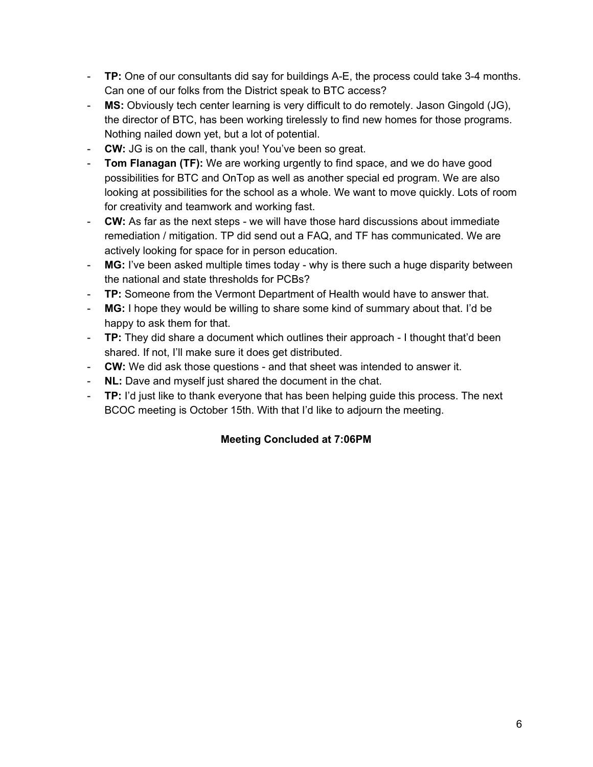- **TP:** One of our consultants did say for buildings A-E, the process could take 3-4 months. Can one of our folks from the District speak to BTC access?
- **MS:** Obviously tech center learning is very difficult to do remotely. Jason Gingold (JG), the director of BTC, has been working tirelessly to find new homes for those programs. Nothing nailed down yet, but a lot of potential.
- **CW:** JG is on the call, thank you! You've been so great.
- **Tom Flanagan (TF):** We are working urgently to find space, and we do have good possibilities for BTC and OnTop as well as another special ed program. We are also looking at possibilities for the school as a whole. We want to move quickly. Lots of room for creativity and teamwork and working fast.
- **CW:** As far as the next steps - we will have those hard discussions about immediate remediation / mitigation. TP did send out a FAQ, and TF has communicated. We are actively looking for space for in person education.
- **MG:** I've been asked multiple times today - why is there such a huge disparity between the national and state thresholds for PCBs?
- **TP:** Someone from the Vermont Department of Health would have to answer that.
- **MG:** I hope they would be willing to share some kind of summary about that. I'd be happy to ask them for that.
- **TP:** They did share a document which outlines their approach - I thought that'd been shared. If not, I'll make sure it does get distributed.
- **CW:** We did ask those questions - and that sheet was intended to answer it.
- **NL:** Dave and myself just shared the document in the chat.
- **TP:** I'd just like to thank everyone that has been helping guide this process. The next BCOC meeting is October 15th. With that I'd like to adjourn the meeting.

**Meeting Concluded at 7:06PM**